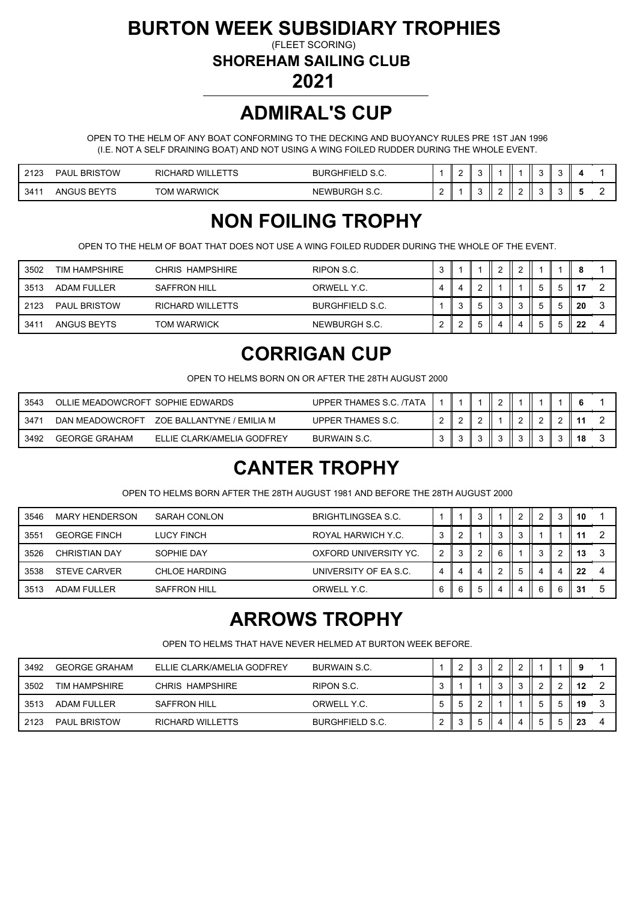# BURTON WEEK SUBSIDIARY TROPHIES

(FLEET SCORING)

**SHOREHAM SAILING CLUB**

**2021**

## ADMIRAL'S CUP

OPEN TO THE HELM OF ANY BOAT CONFORMING TO THE DECKING AND BUOYANCY RULES PRE 1ST JAN 1996 (I.E. NOT A SELF DRAINING BOAT) AND NOT USING A WING FOILED RUDDER DURING THE WHOLE EVENT.

| Sail No | Helm | Crew | Club | R1 | R2 | R3 | R4 | R5 | R6 | R7 | Total | Pos |
|---|---|---|---|---|---|---|---|---|---|---|---|---|
| 2123 | PAUL BRISTOW | RICHARD WILLETTS | BURGHFIELD S.C. | 1 | 2 | 3 | 1 | 1 | 3 | 3 | **4** | 1 |
| 3411 | ANGUS BEYTS | TOM WARWICK | NEWBURGH S.C. | 2 | 1 | 3 | 2 | 2 | 3 | 3 | **5** | 2 |

## NON FOILING TROPHY

OPEN TO THE HELM OF BOAT THAT DOES NOT USE A WING FOILED RUDDER DURING THE WHOLE OF THE EVENT.

| Sail No | Helm | Crew | Club | R1 | R2 | R3 | R4 | R5 | R6 | R7 | Total | Pos |
|---|---|---|---|---|---|---|---|---|---|---|---|---|
| 3502 | TIM HAMPSHIRE | CHRIS HAMPSHIRE | RIPON S.C. | 3 | 1 | 1 | 2 | 2 | 1 | 1 | **8** | 1 |
| 3513 | ADAM FULLER | SAFFRON HILL | ORWELL Y.C. | 4 | 4 | 2 | 1 | 1 | 5 | 5 | **17** | 2 |
| 2123 | PAUL BRISTOW | RICHARD WILLETTS | BURGHFIELD S.C. | 1 | 3 | 5 | 3 | 3 | 5 | 5 | **20** | 3 |
| 3411 | ANGUS BEYTS | TOM WARWICK | NEWBURGH S.C. | 2 | 2 | 5 | 4 | 4 | 5 | 5 | **22** | 4 |

## CORRIGAN CUP

OPEN TO HELMS BORN ON OR AFTER THE 28TH AUGUST 2000

| Sail No | Helm | Crew | Club | R1 | R2 | R3 | R4 | R5 | R6 | R7 | Total | Pos |
|---|---|---|---|---|---|---|---|---|---|---|---|---|
| 3543 | OLLIE MEADOWCROFT | SOPHIE EDWARDS | UPPER THAMES S.C. /TATA | 1 | 1 | 1 | 2 | 1 | 1 | 1 | **6** | 1 |
| 3471 | DAN MEADOWCROFT | ZOE BALLANTYNE / EMILIA M | UPPER THAMES S.C. | 2 | 2 | 2 | 1 | 2 | 2 | 2 | **11** | 2 |
| 3492 | GEORGE GRAHAM | ELLIE CLARK/AMELIA GODFREY | BURWAIN S.C. | 3 | 3 | 3 | 3 | 3 | 3 | 3 | **18** | 3 |

## CANTER TROPHY

OPEN TO HELMS BORN AFTER THE 28TH AUGUST 1981 AND BEFORE THE 28TH AUGUST 2000

| Sail No | Helm | Crew | Club | R1 | R2 | R3 | R4 | R5 | R6 | R7 | Total | Pos |
|---|---|---|---|---|---|---|---|---|---|---|---|---|
| 3546 | MARY HENDERSON | SARAH CONLON | BRIGHTLINGSEA S.C. | 1 | 1 | 3 | 1 | 2 | 2 | 3 | **10** | 1 |
| 3551 | GEORGE FINCH | LUCY FINCH | ROYAL HARWICH Y.C. | 3 | 2 | 1 | 3 | 3 | 1 | 1 | **11** | 2 |
| 3526 | CHRISTIAN DAY | SOPHIE DAY | OXFORD UNIVERSITY YC. | 2 | 3 | 2 | 6 | 1 | 3 | 2 | **13** | 3 |
| 3538 | STEVE CARVER | CHLOE HARDING | UNIVERSITY OF EA S.C. | 4 | 4 | 4 | 2 | 5 | 4 | 4 | **22** | 4 |
| 3513 | ADAM FULLER | SAFFRON HILL | ORWELL Y.C. | 6 | 6 | 5 | 4 | 4 | 6 | 6 | **31** | 5 |

## ARROWS TROPHY

OPEN TO HELMS THAT HAVE NEVER HELMED AT BURTON WEEK BEFORE.

| Sail No | Helm | Crew | Club | R1 | R2 | R3 | R4 | R5 | R6 | R7 | Total | Pos |
|---|---|---|---|---|---|---|---|---|---|---|---|---|
| 3492 | GEORGE GRAHAM | ELLIE CLARK/AMELIA GODFREY | BURWAIN S.C. | 1 | 2 | 3 | 2 | 2 | 1 | 1 | **9** | 1 |
| 3502 | TIM HAMPSHIRE | CHRIS HAMPSHIRE | RIPON S.C. | 3 | 1 | 1 | 3 | 3 | 2 | 2 | **12** | 2 |
| 3513 | ADAM FULLER | SAFFRON HILL | ORWELL Y.C. | 5 | 5 | 2 | 1 | 1 | 5 | 5 | **19** | 3 |
| 2123 | PAUL BRISTOW | RICHARD WILLETTS | BURGHFIELD S.C. | 2 | 3 | 5 | 4 | 4 | 5 | 5 | **23** | 4 |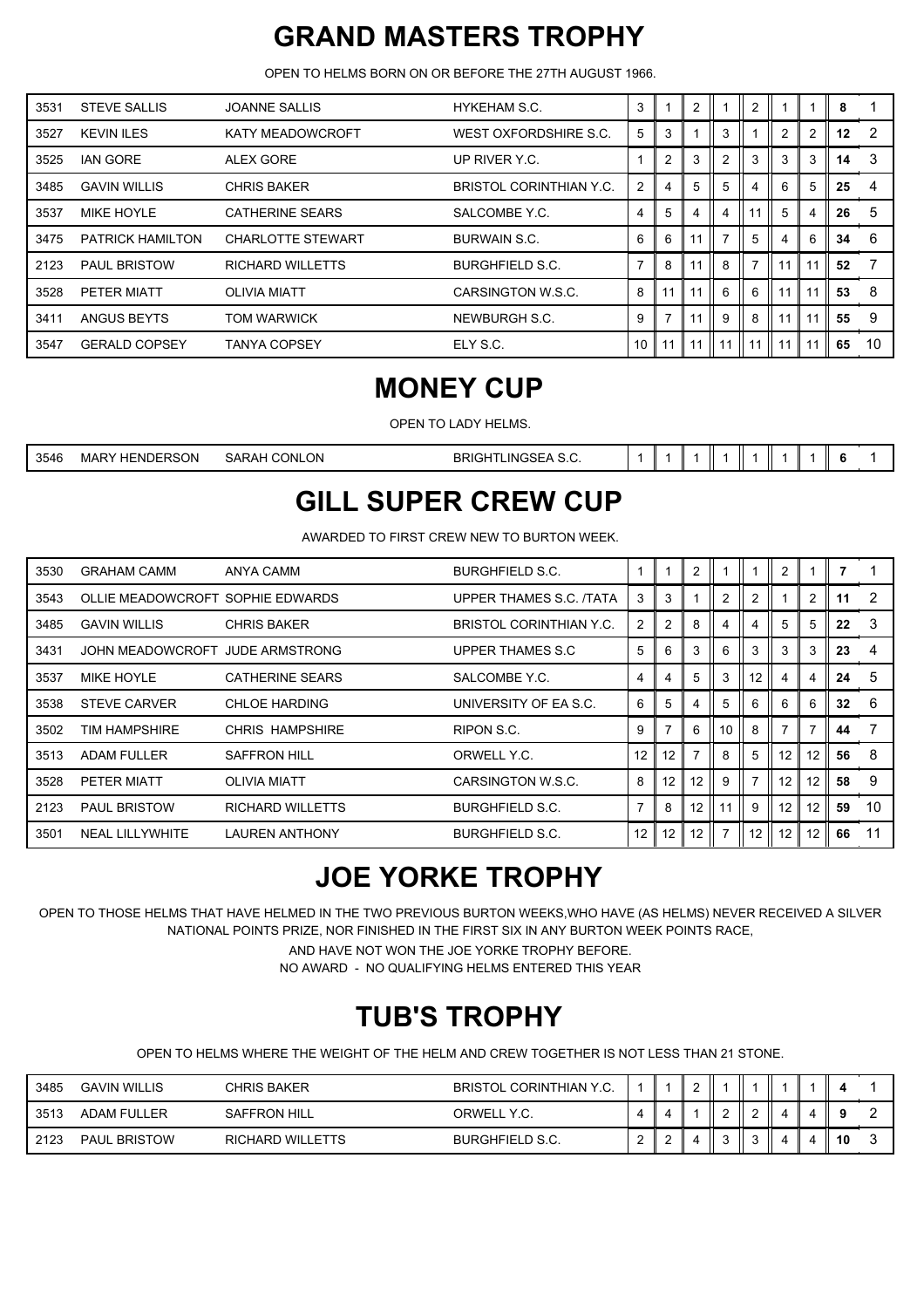# GRAND MASTERS TROPHY

OPEN TO HELMS BORN ON OR BEFORE THE 27TH AUGUST 1966.

| | | | | | | | | | | | | |
|---|---|---|---|---|---|---|---|---|---|---|---|---|
| 3531 | STEVE SALLIS | JOANNE SALLIS | HYKEHAM S.C. | 3 | 1 | 2 | 1 | 2 | 1 | 1 | **8** | 1 |
| 3527 | KEVIN ILES | KATY MEADOWCROFT | WEST OXFORDSHIRE S.C. | 5 | 3 | 1 | 3 | 1 | 2 | 2 | **12** | 2 |
| 3525 | IAN GORE | ALEX GORE | UP RIVER Y.C. | 1 | 2 | 3 | 2 | 3 | 3 | 3 | **14** | 3 |
| 3485 | GAVIN WILLIS | CHRIS BAKER | BRISTOL CORINTHIAN Y.C. | 2 | 4 | 5 | 5 | 4 | 6 | 5 | **25** | 4 |
| 3537 | MIKE HOYLE | CATHERINE SEARS | SALCOMBE Y.C. | 4 | 5 | 4 | 4 | 11 | 5 | 4 | **26** | 5 |
| 3475 | PATRICK HAMILTON | CHARLOTTE STEWART | BURWAIN S.C. | 6 | 6 | 11 | 7 | 5 | 4 | 6 | **34** | 6 |
| 2123 | PAUL BRISTOW | RICHARD WILLETTS | BURGHFIELD S.C. | 7 | 8 | 11 | 8 | 7 | 11 | 11 | **52** | 7 |
| 3528 | PETER MIATT | OLIVIA MIATT | CARSINGTON W.S.C. | 8 | 11 | 11 | 6 | 6 | 11 | 11 | **53** | 8 |
| 3411 | ANGUS BEYTS | TOM WARWICK | NEWBURGH S.C. | 9 | 7 | 11 | 9 | 8 | 11 | 11 | **55** | 9 |
| 3547 | GERALD COPSEY | TANYA COPSEY | ELY S.C. | 10 | 11 | 11 | 11 | 11 | 11 | 11 | **65** | 10 |

# MONEY CUP

OPEN TO LADY HELMS.

| | | | | | | | | | | | | |
|---|---|---|---|---|---|---|---|---|---|---|---|---|
| 3546 | MARY HENDERSON | SARAH CONLON | BRIGHTLINGSEA S.C. | 1 | 1 | 1 | 1 | 1 | 1 | 1 | **6** | 1 |

# GILL SUPER CREW CUP

AWARDED TO FIRST CREW NEW TO BURTON WEEK.

| | | | | | | | | | | | | |
|---|---|---|---|---|---|---|---|---|---|---|---|---|
| 3530 | GRAHAM CAMM | ANYA CAMM | BURGHFIELD S.C. | 1 | 1 | 2 | 1 | 1 | 2 | 1 | **7** | 1 |
| 3543 | OLLIE MEADOWCROFT | SOPHIE EDWARDS | UPPER THAMES S.C. /TATA | 3 | 3 | 1 | 2 | 2 | 1 | 2 | **11** | 2 |
| 3485 | GAVIN WILLIS | CHRIS BAKER | BRISTOL CORINTHIAN Y.C. | 2 | 2 | 8 | 4 | 4 | 5 | 5 | **22** | 3 |
| 3431 | JOHN MEADOWCROFT | JUDE ARMSTRONG | UPPER THAMES S.C | 5 | 6 | 3 | 6 | 3 | 3 | 3 | **23** | 4 |
| 3537 | MIKE HOYLE | CATHERINE SEARS | SALCOMBE Y.C. | 4 | 4 | 5 | 3 | 12 | 4 | 4 | **24** | 5 |
| 3538 | STEVE CARVER | CHLOE HARDING | UNIVERSITY OF EA S.C. | 6 | 5 | 4 | 5 | 6 | 6 | 6 | **32** | 6 |
| 3502 | TIM HAMPSHIRE | CHRIS HAMPSHIRE | RIPON S.C. | 9 | 7 | 6 | 10 | 8 | 7 | 7 | **44** | 7 |
| 3513 | ADAM FULLER | SAFFRON HILL | ORWELL Y.C. | 12 | 12 | 7 | 8 | 5 | 12 | 12 | **56** | 8 |
| 3528 | PETER MIATT | OLIVIA MIATT | CARSINGTON W.S.C. | 8 | 12 | 12 | 9 | 7 | 12 | 12 | **58** | 9 |
| 2123 | PAUL BRISTOW | RICHARD WILLETTS | BURGHFIELD S.C. | 7 | 8 | 12 | 11 | 9 | 12 | 12 | **59** | 10 |
| 3501 | NEAL LILLYWHITE | LAUREN ANTHONY | BURGHFIELD S.C. | 12 | 12 | 12 | 7 | 12 | 12 | 12 | **66** | 11 |

# JOE YORKE TROPHY

OPEN TO THOSE HELMS THAT HAVE HELMED IN THE TWO PREVIOUS BURTON WEEKS,WHO HAVE (AS HELMS) NEVER RECEIVED A SILVER NATIONAL POINTS PRIZE, NOR FINISHED IN THE FIRST SIX IN ANY BURTON WEEK POINTS RACE,

AND HAVE NOT WON THE JOE YORKE TROPHY BEFORE.

NO AWARD - NO QUALIFYING HELMS ENTERED THIS YEAR

# TUB'S TROPHY

OPEN TO HELMS WHERE THE WEIGHT OF THE HELM AND CREW TOGETHER IS NOT LESS THAN 21 STONE.

| | | | | | | | | | | | | |
|---|---|---|---|---|---|---|---|---|---|---|---|---|
| 3485 | GAVIN WILLIS | CHRIS BAKER | BRISTOL CORINTHIAN Y.C. | 1 | 1 | 2 | 1 | 1 | 1 | 1 | **4** | 1 |
| 3513 | ADAM FULLER | SAFFRON HILL | ORWELL Y.C. | 4 | 4 | 1 | 2 | 2 | 4 | 4 | **9** | 2 |
| 2123 | PAUL BRISTOW | RICHARD WILLETTS | BURGHFIELD S.C. | 2 | 2 | 4 | 3 | 3 | 4 | 4 | **10** | 3 |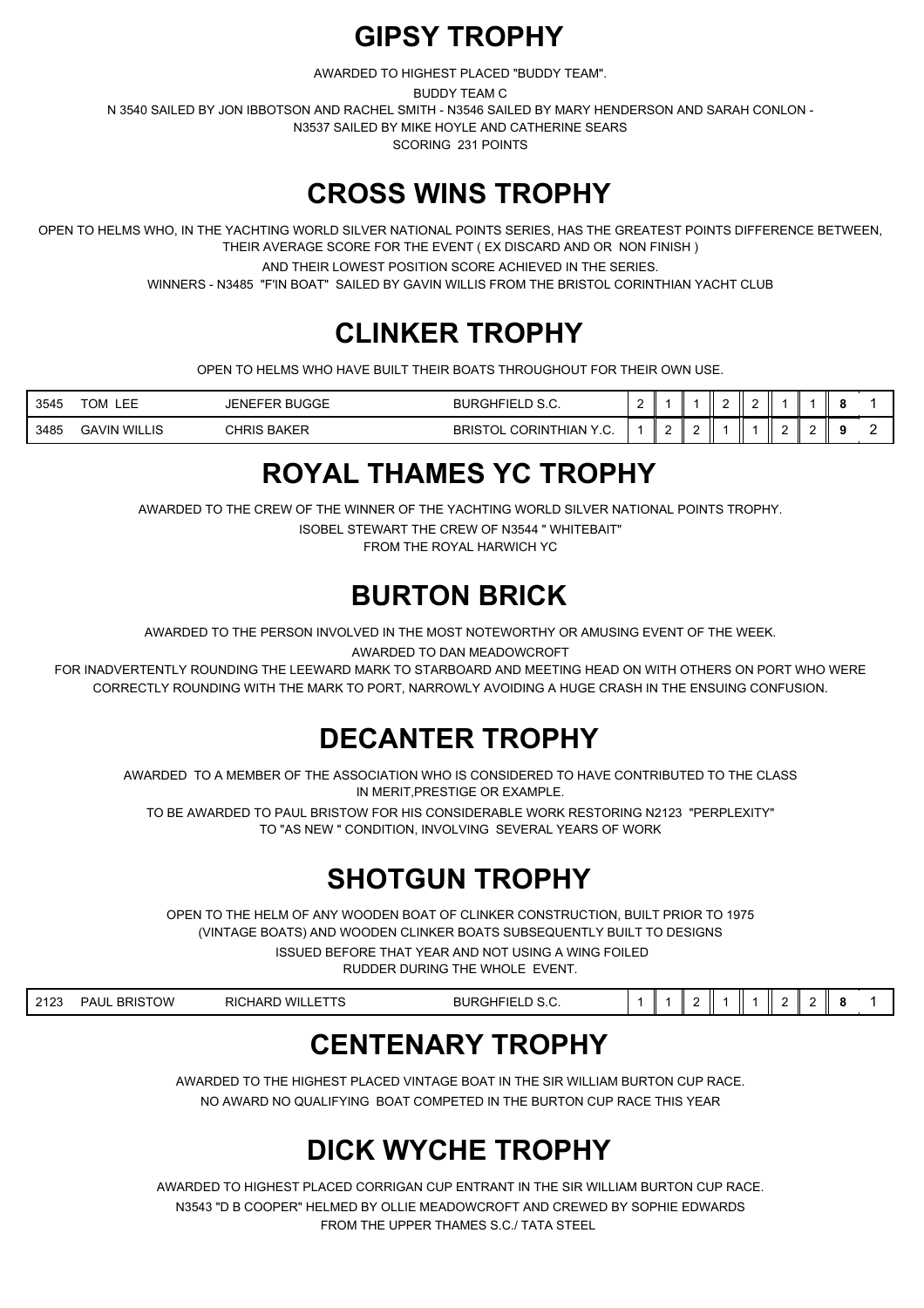# GIPSY TROPHY

AWARDED TO HIGHEST PLACED "BUDDY TEAM".

BUDDY TEAM C

N 3540 SAILED BY JON IBBOTSON AND RACHEL SMITH - N3546 SAILED BY MARY HENDERSON AND SARAH CONLON - N3537 SAILED BY MIKE HOYLE AND CATHERINE SEARS

SCORING 231 POINTS

# CROSS WINS TROPHY

OPEN TO HELMS WHO, IN THE YACHTING WORLD SILVER NATIONAL POINTS SERIES, HAS THE GREATEST POINTS DIFFERENCE BETWEEN, THEIR AVERAGE SCORE FOR THE EVENT ( EX DISCARD AND OR NON FINISH )

AND THEIR LOWEST POSITION SCORE ACHIEVED IN THE SERIES.

WINNERS - N3485 "F'IN BOAT" SAILED BY GAVIN WILLIS FROM THE BRISTOL CORINTHIAN YACHT CLUB

# CLINKER TROPHY

OPEN TO HELMS WHO HAVE BUILT THEIR BOATS THROUGHOUT FOR THEIR OWN USE.

| | | | | | | | | | | | | | |
|---|---|---|---|---|---|---|---|---|---|---|---|---|---|
| 3545 | TOM LEE | JENEFER BUGGE | BURGHFIELD S.C. | 2 | 1 | 1 | 2 | 2 | 1 | 1 | **8** | 1 |
| 3485 | GAVIN WILLIS | CHRIS BAKER | BRISTOL CORINTHIAN Y.C. | 1 | 2 | 2 | 1 | 1 | 2 | 2 | **9** | 2 |

# ROYAL THAMES YC TROPHY

AWARDED TO THE CREW OF THE WINNER OF THE YACHTING WORLD SILVER NATIONAL POINTS TROPHY.

ISOBEL STEWART THE CREW OF N3544 " WHITEBAIT"

FROM THE ROYAL HARWICH YC

# BURTON BRICK

AWARDED TO THE PERSON INVOLVED IN THE MOST NOTEWORTHY OR AMUSING EVENT OF THE WEEK.

AWARDED TO DAN MEADOWCROFT

FOR INADVERTENTLY ROUNDING THE LEEWARD MARK TO STARBOARD AND MEETING HEAD ON WITH OTHERS ON PORT WHO WERE CORRECTLY ROUNDING WITH THE MARK TO PORT, NARROWLY AVOIDING A HUGE CRASH IN THE ENSUING CONFUSION.

# DECANTER TROPHY

AWARDED TO A MEMBER OF THE ASSOCIATION WHO IS CONSIDERED TO HAVE CONTRIBUTED TO THE CLASS IN MERIT,PRESTIGE OR EXAMPLE.

TO BE AWARDED TO PAUL BRISTOW FOR HIS CONSIDERABLE WORK RESTORING N2123 "PERPLEXITY" TO "AS NEW " CONDITION, INVOLVING SEVERAL YEARS OF WORK

# SHOTGUN TROPHY

OPEN TO THE HELM OF ANY WOODEN BOAT OF CLINKER CONSTRUCTION, BUILT PRIOR TO 1975 (VINTAGE BOATS) AND WOODEN CLINKER BOATS SUBSEQUENTLY BUILT TO DESIGNS

ISSUED BEFORE THAT YEAR AND NOT USING A WING FOILED RUDDER DURING THE WHOLE EVENT.

| | | | | | | | | | | | | |
|---|---|---|---|---|---|---|---|---|---|---|---|---|
| 2123 | PAUL BRISTOW | RICHARD WILLETTS | BURGHFIELD S.C. | 1 | 1 | 2 | 1 | 1 | 2 | 2 | **8** | 1 |

# CENTENARY TROPHY

AWARDED TO THE HIGHEST PLACED VINTAGE BOAT IN THE SIR WILLIAM BURTON CUP RACE.

NO AWARD NO QUALIFYING BOAT COMPETED IN THE BURTON CUP RACE THIS YEAR

# DICK WYCHE TROPHY

AWARDED TO HIGHEST PLACED CORRIGAN CUP ENTRANT IN THE SIR WILLIAM BURTON CUP RACE.

N3543 "D B COOPER" HELMED BY OLLIE MEADOWCROFT AND CREWED BY SOPHIE EDWARDS

FROM THE UPPER THAMES S.C./ TATA STEEL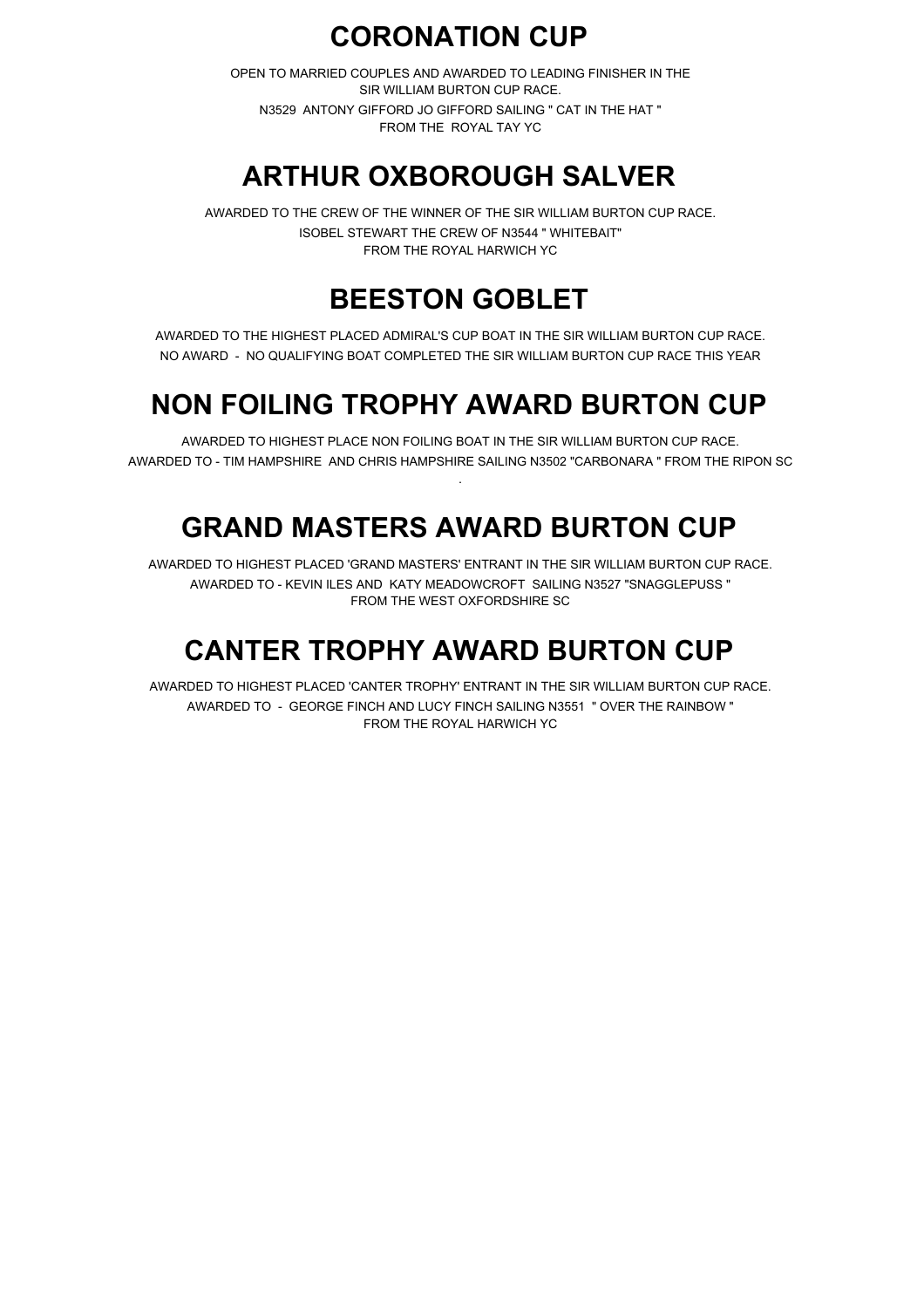# CORONATION CUP

OPEN TO MARRIED COUPLES AND AWARDED TO LEADING FINISHER IN THE SIR WILLIAM BURTON CUP RACE.

N3529 ANTONY GIFFORD JO GIFFORD SAILING " CAT IN THE HAT "
FROM THE ROYAL TAY YC

# ARTHUR OXBOROUGH SALVER

AWARDED TO THE CREW OF THE WINNER OF THE SIR WILLIAM BURTON CUP RACE.

ISOBEL STEWART THE CREW OF N3544 " WHITEBAIT"
FROM THE ROYAL HARWICH YC

# BEESTON GOBLET

AWARDED TO THE HIGHEST PLACED ADMIRAL'S CUP BOAT IN THE SIR WILLIAM BURTON CUP RACE.

NO AWARD - NO QUALIFYING BOAT COMPLETED THE SIR WILLIAM BURTON CUP RACE THIS YEAR

# NON FOILING TROPHY AWARD BURTON CUP

AWARDED TO HIGHEST PLACE NON FOILING BOAT IN THE SIR WILLIAM BURTON CUP RACE.

AWARDED TO - TIM HAMPSHIRE AND CHRIS HAMPSHIRE SAILING N3502 "CARBONARA " FROM THE RIPON SC
.

# GRAND MASTERS AWARD BURTON CUP

AWARDED TO HIGHEST PLACED 'GRAND MASTERS' ENTRANT IN THE SIR WILLIAM BURTON CUP RACE.

AWARDED TO - KEVIN ILES AND KATY MEADOWCROFT SAILING N3527 "SNAGGLEPUSS "
FROM THE WEST OXFORDSHIRE SC

# CANTER TROPHY AWARD BURTON CUP

AWARDED TO HIGHEST PLACED 'CANTER TROPHY' ENTRANT IN THE SIR WILLIAM BURTON CUP RACE.

AWARDED TO - GEORGE FINCH AND LUCY FINCH SAILING N3551 " OVER THE RAINBOW "
FROM THE ROYAL HARWICH YC